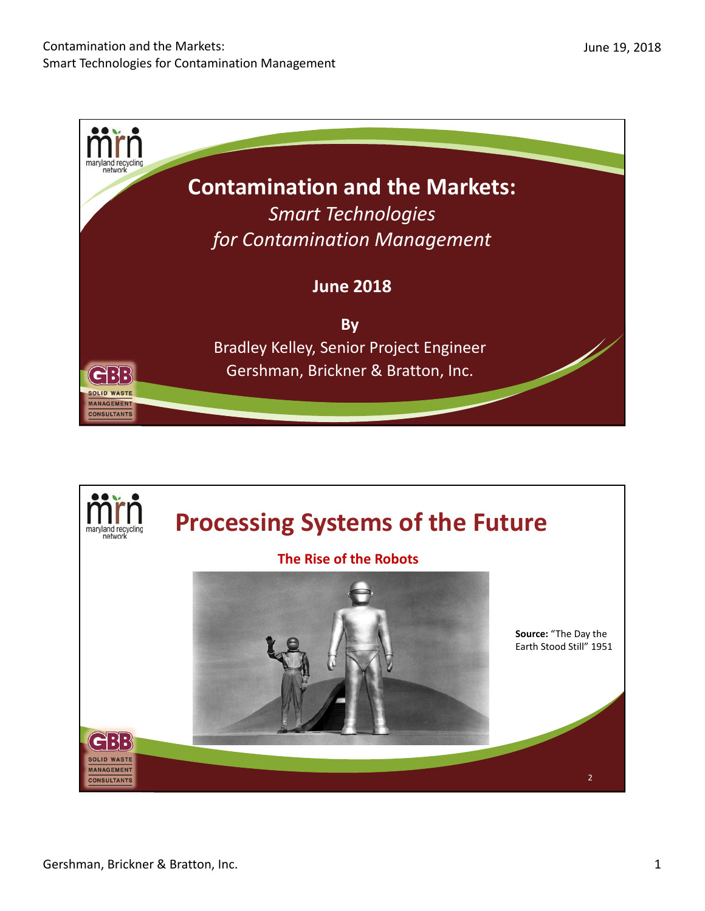# Contamination and the Markets:

*Smart Technologies for Contamination Management*

**June 2018**

**By**

Bradley Kelley, Senior Project Engineer
Gershman, Brickner & Bratton, Inc.

# Processing Systems of the Future

**The Rise of the Robots**

**Source:** "The Day the Earth Stood Still" 1951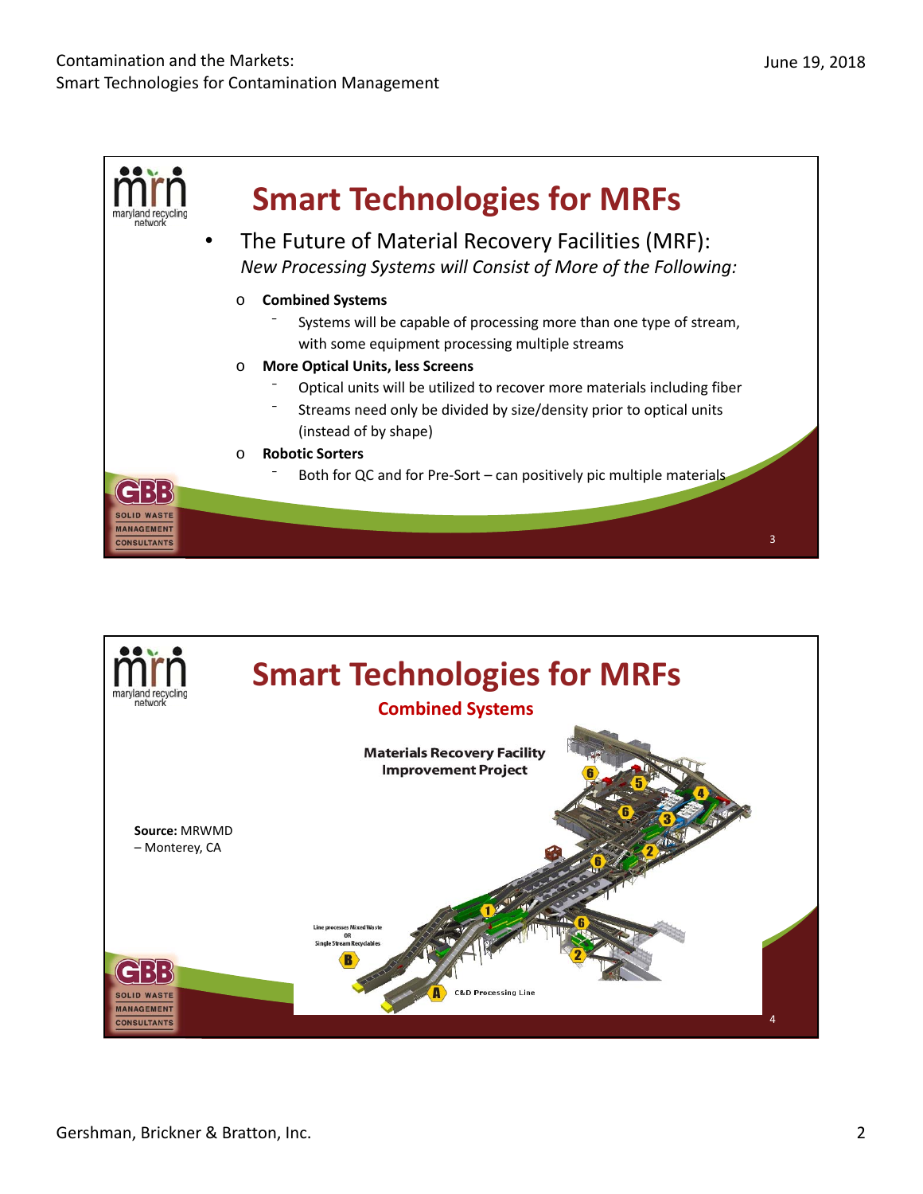## Smart Technologies for MRFs

- The Future of Material Recovery Facilities (MRF): *New Processing Systems will Consist of More of the Following:*
  - **Combined Systems**
    - Systems will be capable of processing more than one type of stream, with some equipment processing multiple streams
  - **More Optical Units, less Screens**
    - Optical units will be utilized to recover more materials including fiber
    - Streams need only be divided by size/density prior to optical units (instead of by shape)
  - **Robotic Sorters**
    - Both for QC and for Pre-Sort – can positively pic multiple materials

## Smart Technologies for MRFs

### Combined Systems

**Materials Recovery Facility Improvement Project**

Line processes Mixed Waste OR Single Stream Recyclables

C&D Processing Line

**Source:** MRWMD – Monterey, CA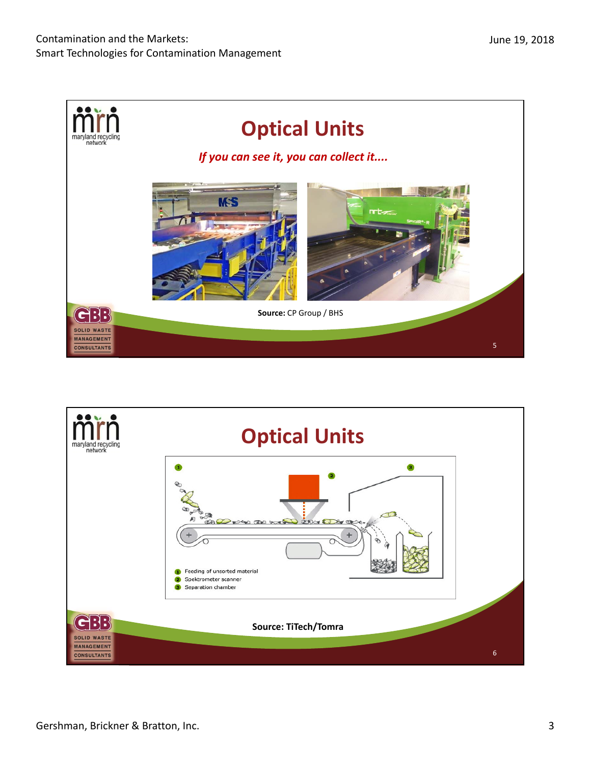## Optical Units

*If you can see it, you can collect it....*

**Source:** CP Group / BHS

## Optical Units

1. Feeding of unsorted material
2. Spektrometer scanner
3. Separation chamber

**Source: TiTech/Tomra**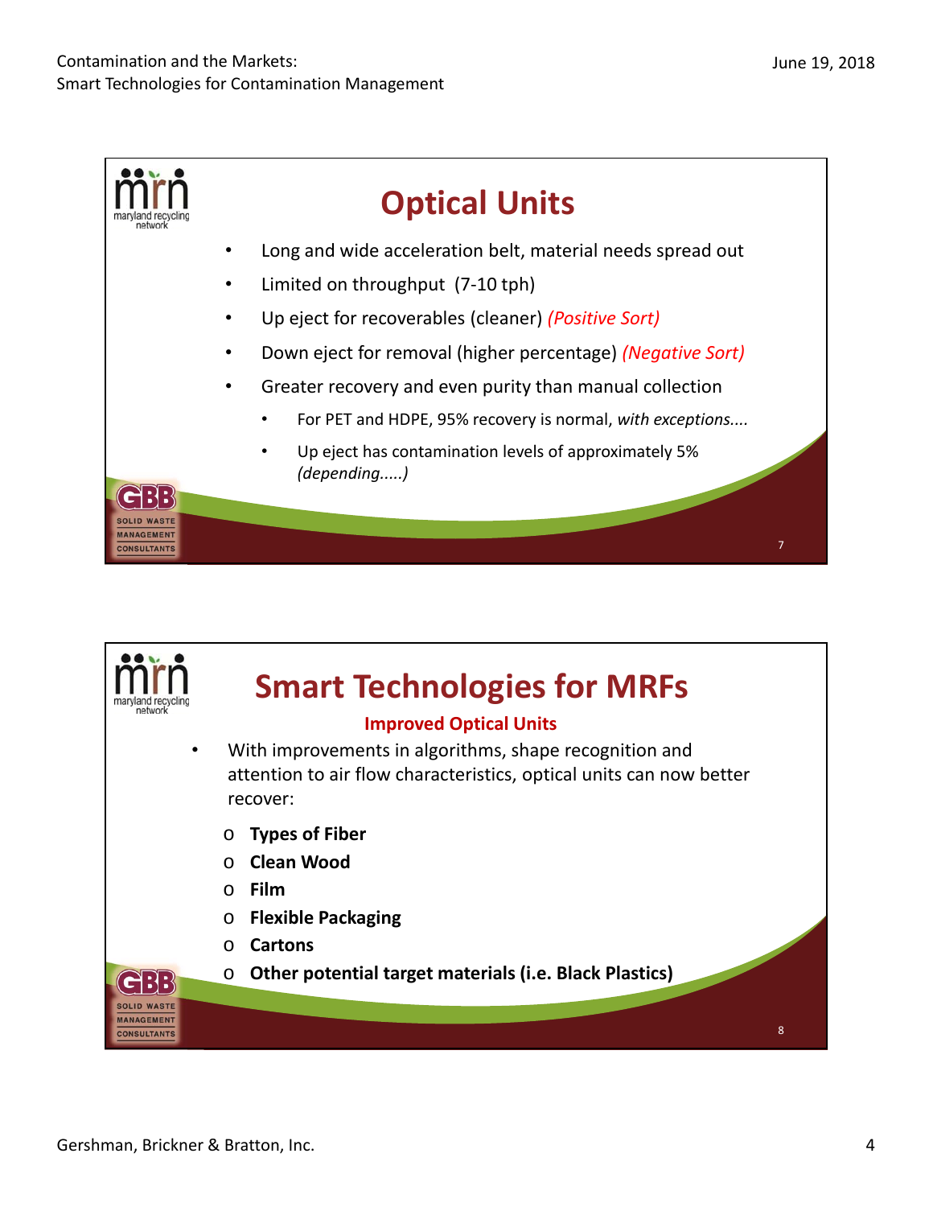## Optical Units

- Long and wide acceleration belt, material needs spread out
- Limited on throughput (7-10 tph)
- Up eject for recoverables (cleaner) *(Positive Sort)*
- Down eject for removal (higher percentage) *(Negative Sort)*
- Greater recovery and even purity than manual collection
  - For PET and HDPE, 95% recovery is normal, *with exceptions....*
  - Up eject has contamination levels of approximately 5% *(depending.....)*

## Smart Technologies for MRFs

### Improved Optical Units

- With improvements in algorithms, shape recognition and attention to air flow characteristics, optical units can now better recover:
  - **Types of Fiber**
  - **Clean Wood**
  - **Film**
  - **Flexible Packaging**
  - **Cartons**
  - **Other potential target materials (i.e. Black Plastics)**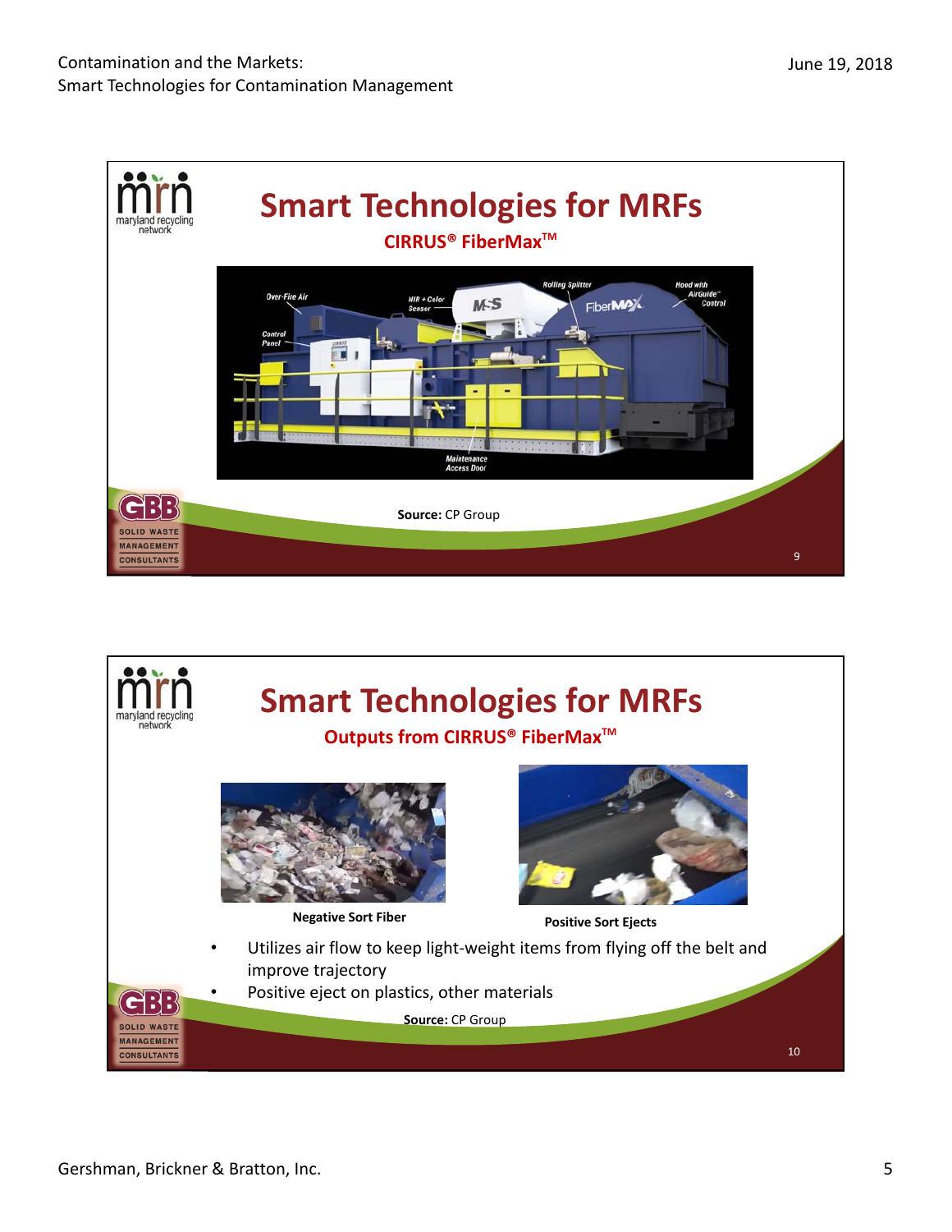## Smart Technologies for MRFs

### CIRRUS® FiberMax™

Over-Fire Air

NIR + Color Sensor

Rolling Splitter

Hood with AirGuide™ Control

Control Panel

Maintenance Access Door

**Source:** CP Group

## Smart Technologies for MRFs

### Outputs from CIRRUS® FiberMax™

**Negative Sort Fiber**

**Positive Sort Ejects**

- Utilizes air flow to keep light-weight items from flying off the belt and improve trajectory
- Positive eject on plastics, other materials

**Source:** CP Group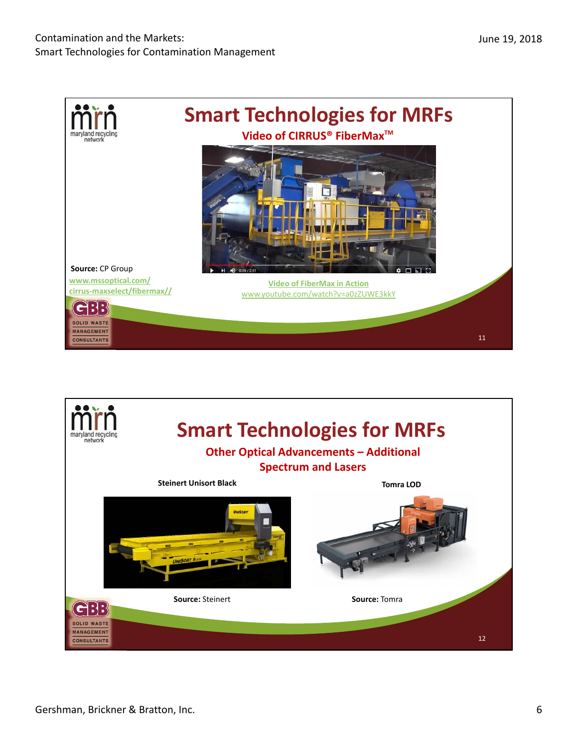## Smart Technologies for MRFs

### Video of CIRRUS® FiberMax™

**Source:** CP Group

www.mssoptical.com/cirrus-maxselect/fibermax//

Video of FiberMax in Action

www.youtube.com/watch?v=a0zZUWE3kkY

## Smart Technologies for MRFs

### Other Optical Advancements – Additional Spectrum and Lasers

**Steinert Unisort Black**

**Source:** Steinert

**Tomra LOD**

**Source:** Tomra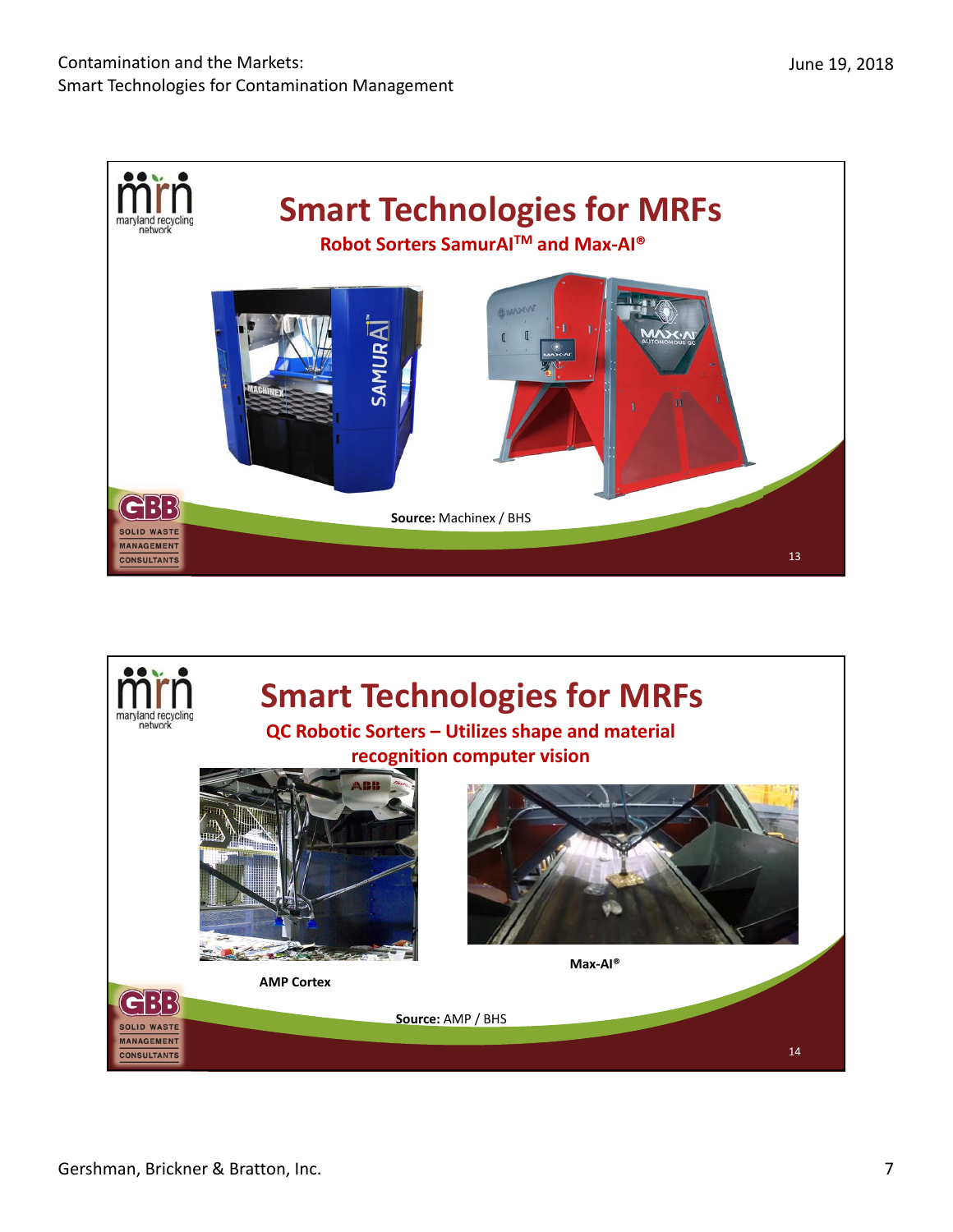## Smart Technologies for MRFs

**Robot Sorters SamurAI™ and Max-AI®**

**Source:** Machinex / BHS

## Smart Technologies for MRFs

**QC Robotic Sorters – Utilizes shape and material recognition computer vision**

**AMP Cortex**

**Max-AI®**

**Source:** AMP / BHS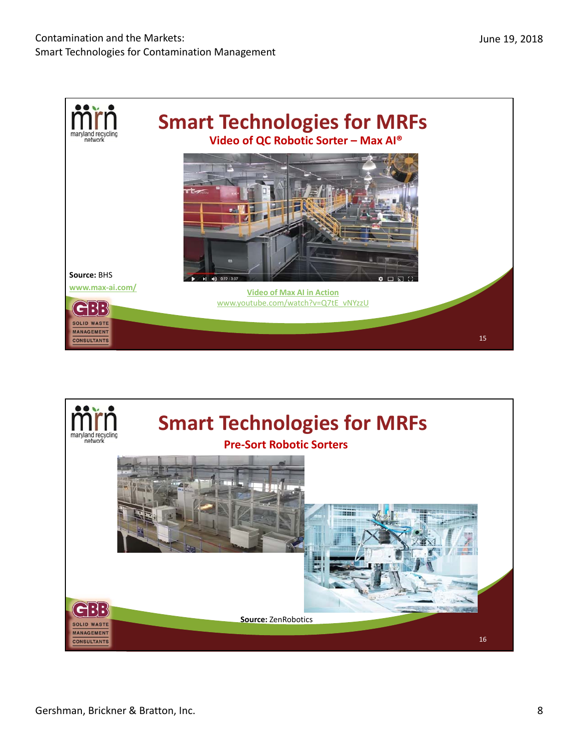## Smart Technologies for MRFs

### Video of QC Robotic Sorter – Max AI®

Source: BHS

www.max-ai.com/

Video of Max AI in Action

www.youtube.com/watch?v=Q7tE_vNYzzU

## Smart Technologies for MRFs

### Pre-Sort Robotic Sorters

**Source:** ZenRobotics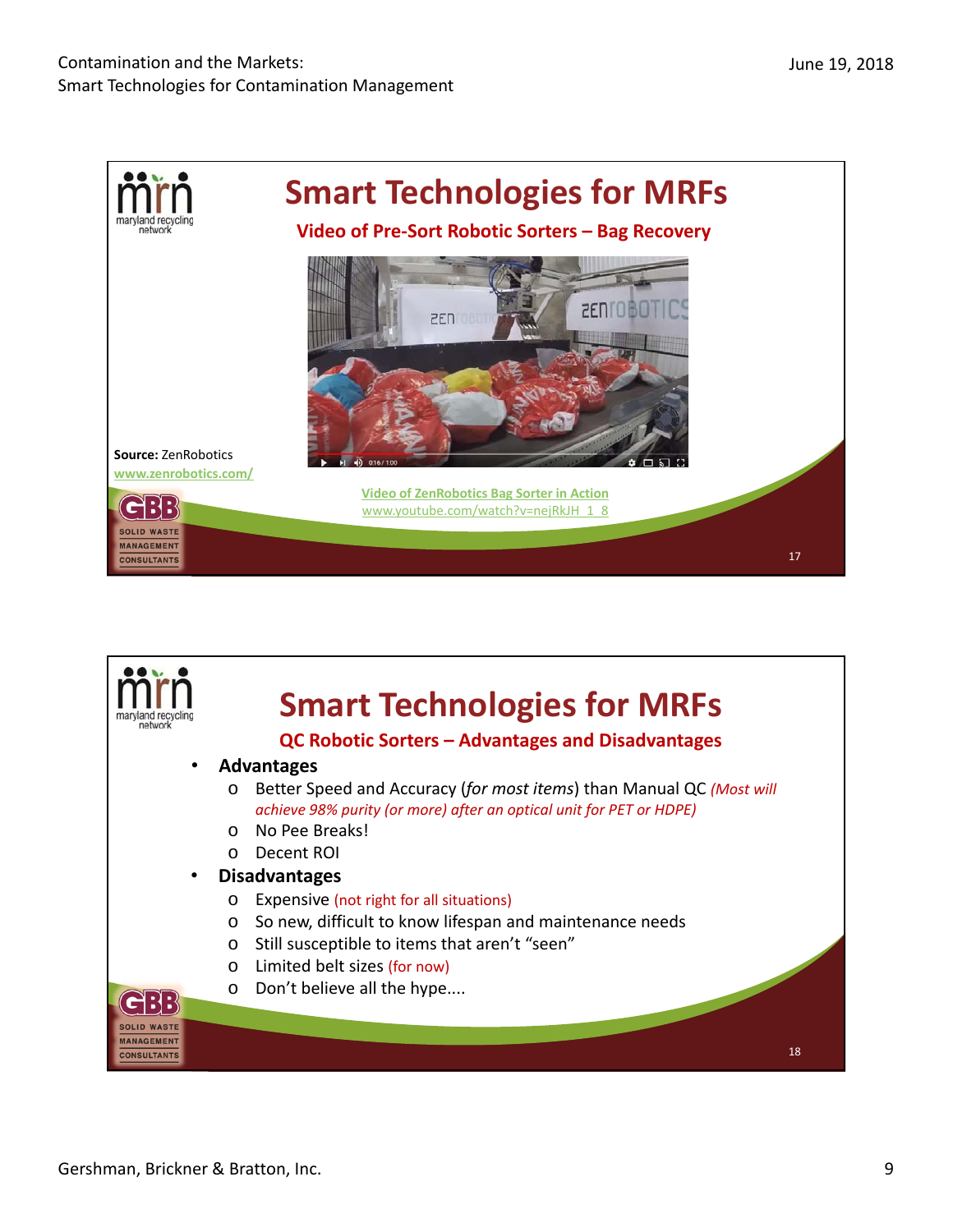## Smart Technologies for MRFs

### Video of Pre-Sort Robotic Sorters – Bag Recovery

**Source:** ZenRobotics
www.zenrobotics.com/

Video of ZenRobotics Bag Sorter in Action
www.youtube.com/watch?v=nejRkJH_1_8

## Smart Technologies for MRFs

### QC Robotic Sorters – Advantages and Disadvantages

- **Advantages**
  - Better Speed and Accuracy (*for most items*) than Manual QC *(Most will achieve 98% purity (or more) after an optical unit for PET or HDPE)*
  - No Pee Breaks!
  - Decent ROI
- **Disadvantages**
  - Expensive (not right for all situations)
  - So new, difficult to know lifespan and maintenance needs
  - Still susceptible to items that aren't "seen"
  - Limited belt sizes (for now)
  - Don't believe all the hype....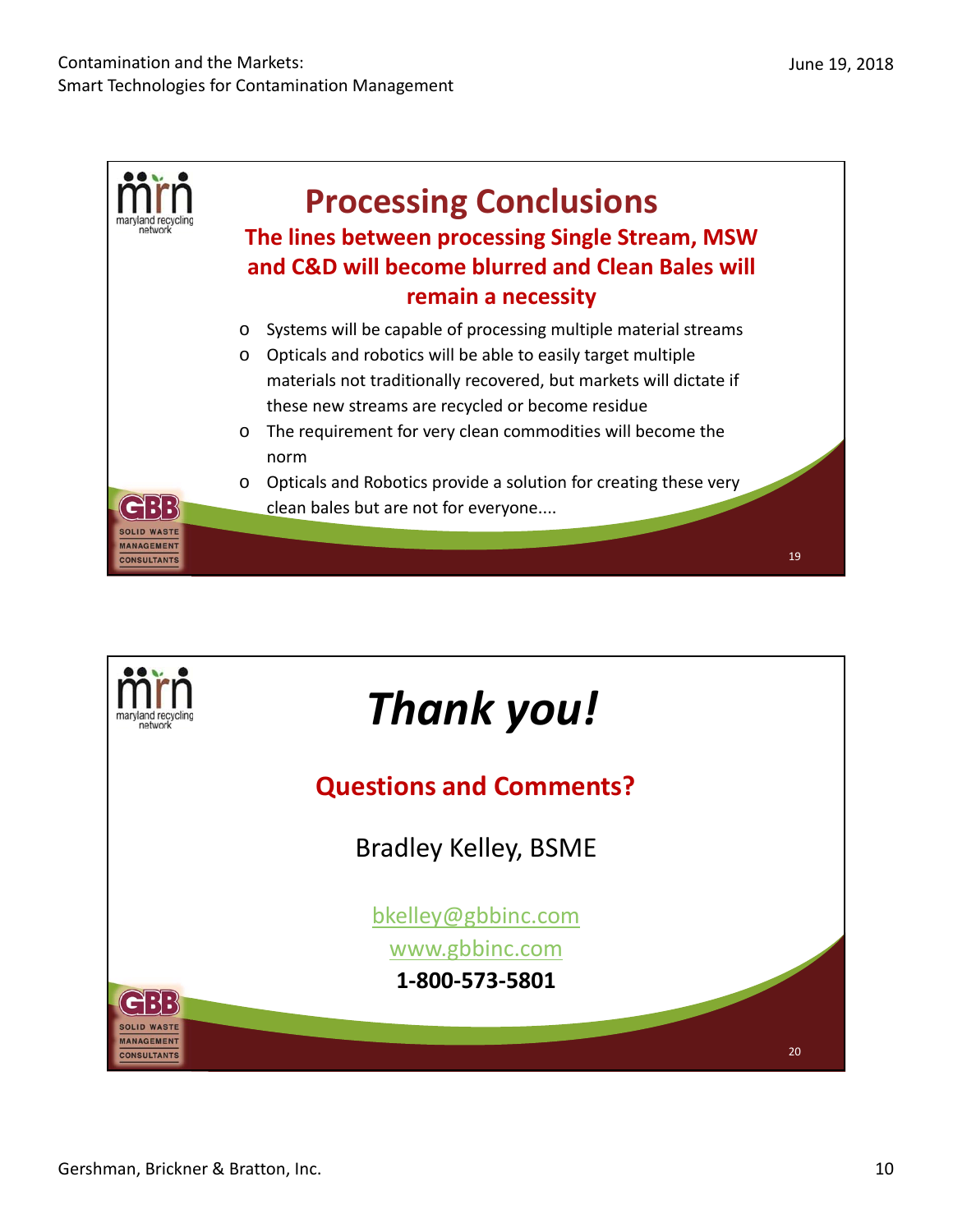# Processing Conclusions

## The lines between processing Single Stream, MSW and C&D will become blurred and Clean Bales will remain a necessity

- Systems will be capable of processing multiple material streams
- Opticals and robotics will be able to easily target multiple materials not traditionally recovered, but markets will dictate if these new streams are recycled or become residue
- The requirement for very clean commodities will become the norm
- Opticals and Robotics provide a solution for creating these very clean bales but are not for everyone....

# *Thank you!*

## Questions and Comments?

Bradley Kelley, BSME

bkelley@gbbinc.com

www.gbbinc.com

**1-800-573-5801**